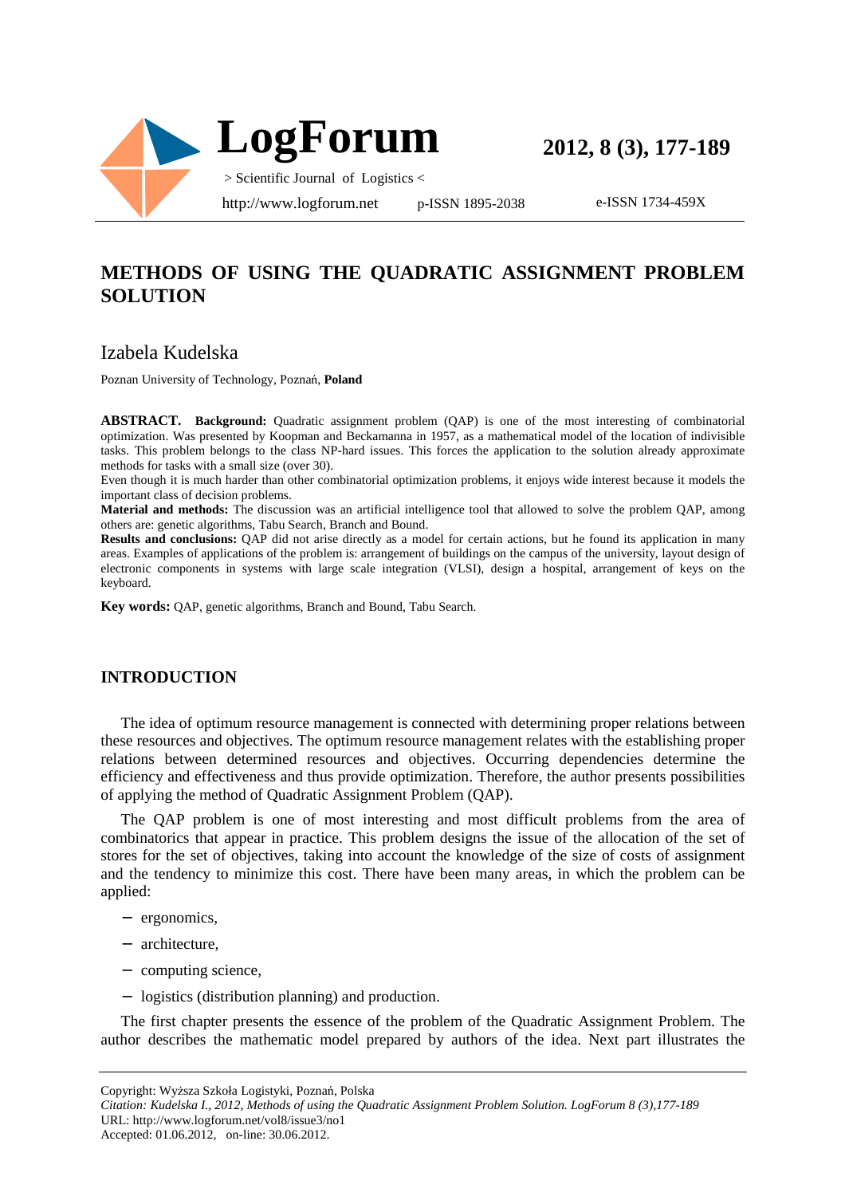# METHODS OF USING THE QUADRATIC ASSIGNMENT PROBLEM SOLUTION

## Izabela Kudelska

Poznan University of Technology, Poznań, **Poland**

**ABSTRACT. Background:** Quadratic assignment problem (QAP) is one of the most interesting of combinatorial optimization. Was presented by Koopman and Beckamanna in 1957, as a mathematical model of the location of indivisible tasks. This problem belongs to the class NP-hard issues. This forces the application to the solution already approximate methods for tasks with a small size (over 30).

Even though it is much harder than other combinatorial optimization problems, it enjoys wide interest because it models the important class of decision problems.

**Material and methods:** The discussion was an artificial intelligence tool that allowed to solve the problem QAP, among others are: genetic algorithms, Tabu Search, Branch and Bound.

**Results and conclusions:** QAP did not arise directly as a model for certain actions, but he found its application in many areas. Examples of applications of the problem is: arrangement of buildings on the campus of the university, layout design of electronic components in systems with large scale integration (VLSI), design a hospital, arrangement of keys on the keyboard.

**Key words:** QAP, genetic algorithms, Branch and Bound, Tabu Search.

## INTRODUCTION

The idea of optimum resource management is connected with determining proper relations between these resources and objectives. The optimum resource management relates with the establishing proper relations between determined resources and objectives. Occurring dependencies determine the efficiency and effectiveness and thus provide optimization. Therefore, the author presents possibilities of applying the method of Quadratic Assignment Problem (QAP).

The QAP problem is one of most interesting and most difficult problems from the area of combinatorics that appear in practice. This problem designs the issue of the allocation of the set of stores for the set of objectives, taking into account the knowledge of the size of costs of assignment and the tendency to minimize this cost. There have been many areas, in which the problem can be applied:

- ergonomics,
- architecture,
- computing science,
- logistics (distribution planning) and production.

The first chapter presents the essence of the problem of the Quadratic Assignment Problem. The author describes the mathematic model prepared by authors of the idea. Next part illustrates the

Copyright: Wyższa Szkoła Logistyki, Poznań, Polska

*Citation: Kudelska I., 2012, Methods of using the Quadratic Assignment Problem Solution. LogForum 8 (3),177-189*

URL: http://www.logforum.net/vol8/issue3/no1

Accepted: 01.06.2012, on-line: 30.06.2012.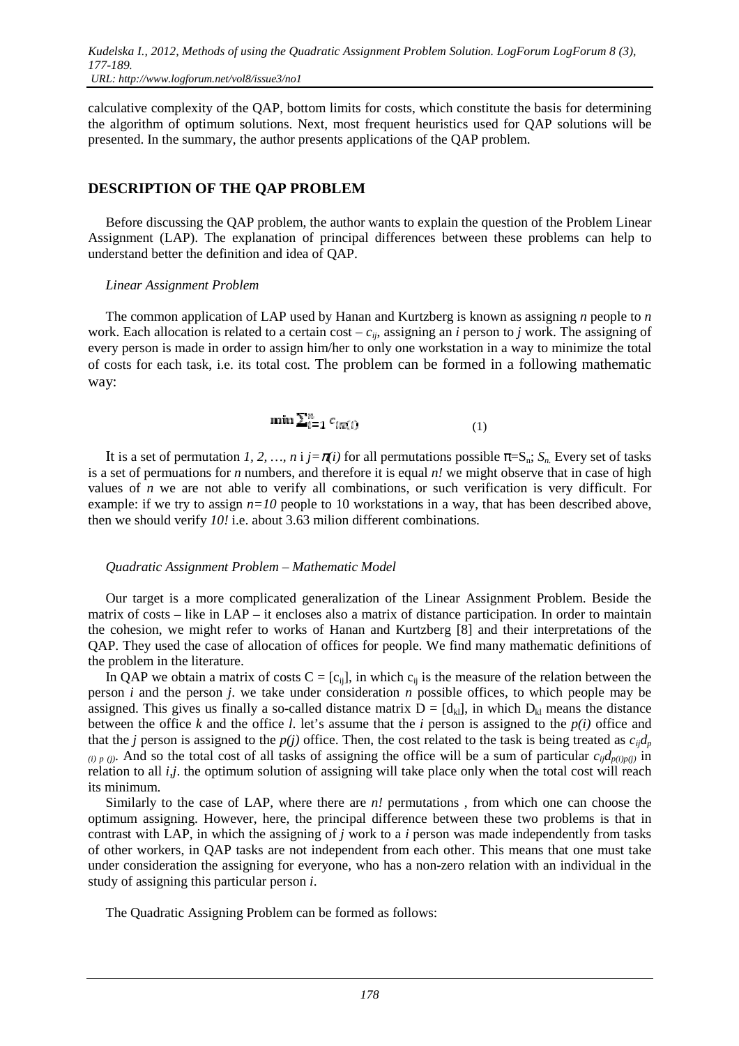calculative complexity of the QAP, bottom limits for costs, which constitute the basis for determining the algorithm of optimum solutions. Next, most frequent heuristics used for QAP solutions will be presented. In the summary, the author presents applications of the QAP problem.

## DESCRIPTION OF THE QAP PROBLEM

Before discussing the QAP problem, the author wants to explain the question of the Problem Linear Assignment (LAP). The explanation of principal differences between these problems can help to understand better the definition and idea of QAP.

### *Linear Assignment Problem*

The common application of LAP used by Hanan and Kurtzberg is known as assigning *n* people to *n* work. Each allocation is related to a certain cost – $c_{ij}$, assigning an *i* person to *j* work. The assigning of every person is made in order to assign him/her to only one workstation in a way to minimize the total of costs for each task, i.e. its total cost. The problem can be formed in a following mathematic way:

$$\min \sum_{i=1}^{n} c_{i\pi(i)} \qquad (1)$$

It is a set of permutation $1, 2, \ldots, n$ i $j = \pi(i)$ for all permutations possible $\pi = S_n$; $S_n$. Every set of tasks is a set of permuations for *n* numbers, and therefore it is equal *n!* we might observe that in case of high values of *n* we are not able to verify all combinations, or such verification is very difficult. For example: if we try to assign $n=10$ people to 10 workstations in a way, that has been described above, then we should verify *10!* i.e. about 3.63 milion different combinations.

### *Quadratic Assignment Problem – Mathematic Model*

Our target is a more complicated generalization of the Linear Assignment Problem. Beside the matrix of costs – like in LAP – it encloses also a matrix of distance participation. In order to maintain the cohesion, we might refer to works of Hanan and Kurtzberg [8] and their interpretations of the QAP. They used the case of allocation of offices for people. We find many mathematic definitions of the problem in the literature.

In QAP we obtain a matrix of costs $C = [c_{ij}]$, in which $c_{ij}$ is the measure of the relation between the person *i* and the person *j*. we take under consideration *n* possible offices, to which people may be assigned. This gives us finally a so-called distance matrix $D = [d_{kl}]$, in which $D_{kl}$ means the distance between the office *k* and the office *l*. let's assume that the *i* person is assigned to the *p(i)* office and that the *j* person is assigned to the *p(j)* office. Then, the cost related to the task is being treated as $c_{ij}d_{p(i)\,p(j)}$. And so the total cost of all tasks of assigning the office will be a sum of particular $c_{ij}d_{p(i)p(j)}$ in relation to all *i,j*. the optimum solution of assigning will take place only when the total cost will reach its minimum.

Similarly to the case of LAP, where there are *n!* permutations , from which one can choose the optimum assigning. However, here, the principal difference between these two problems is that in contrast with LAP, in which the assigning of *j* work to a *i* person was made independently from tasks of other workers, in QAP tasks are not independent from each other. This means that one must take under consideration the assigning for everyone, who has a non-zero relation with an individual in the study of assigning this particular person *i*.

The Quadratic Assigning Problem can be formed as follows: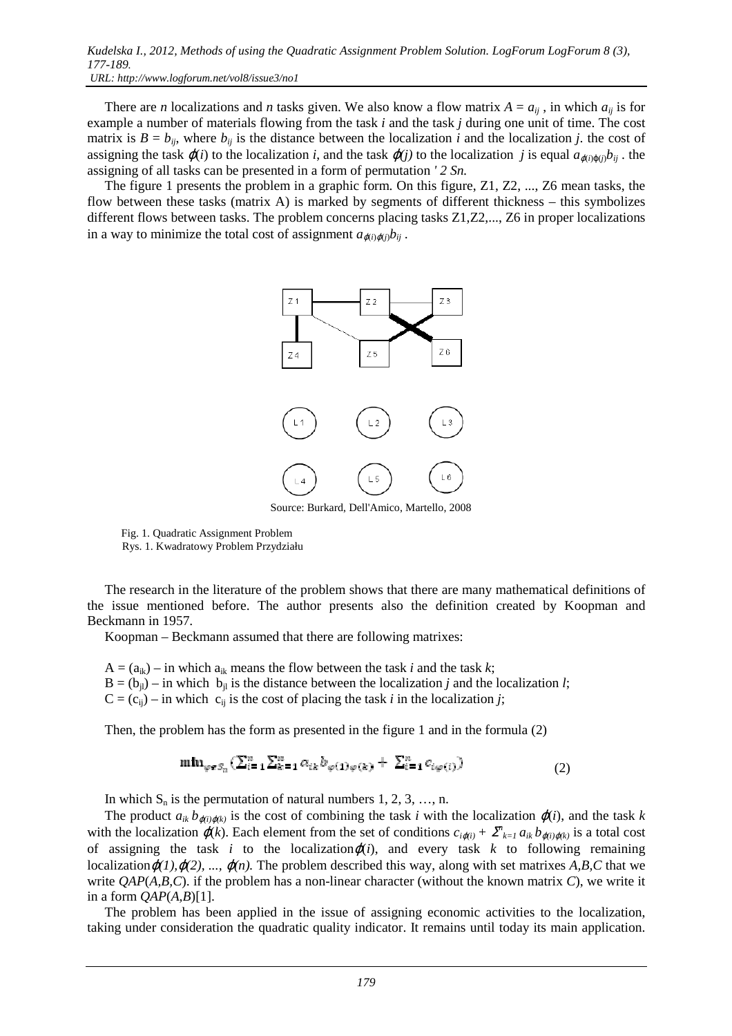There are $n$ localizations and $n$ tasks given. We also know a flow matrix $A = a_{ij}$ , in which $a_{ij}$ is for example a number of materials flowing from the task $i$ and the task $j$ during one unit of time. The cost matrix is $B = b_{ij}$, where $b_{ij}$ is the distance between the localization $i$ and the localization $j$. the cost of assigning the task $\varphi(i)$ to the localization $i$, and the task $\varphi(j)$ to the localization $j$ is equal $a_{\varphi(i)\varphi(j)}b_{ij}$ . the assigning of all tasks can be presented in a form of permutation *' 2 Sn.*

The figure 1 presents the problem in a graphic form. On this figure, Z1, Z2, ..., Z6 mean tasks, the flow between these tasks (matrix A) is marked by segments of different thickness – this symbolizes different flows between tasks. The problem concerns placing tasks Z1,Z2,..., Z6 in proper localizations in a way to minimize the total cost of assignment $a_{\varphi(i)\varphi(j)}b_{ij}$ .

Source: Burkard, Dell'Amico, Martello, 2008

Fig. 1. Quadratic Assignment Problem
Rys. 1. Kwadratowy Problem Przydziału

The research in the literature of the problem shows that there are many mathematical definitions of the issue mentioned before. The author presents also the definition created by Koopman and Beckmann in 1957.

Koopman – Beckmann assumed that there are following matrixes:

$A = (a_{ik})$ – in which $a_{ik}$ means the flow between the task $i$ and the task $k$;
$B = (b_{jl})$ – in which $b_{jl}$ is the distance between the localization $j$ and the localization $l$;
$C = (c_{ij})$ – in which $c_{ij}$ is the cost of placing the task $i$ in the localization $j$;

Then, the problem has the form as presented in the figure 1 and in the formula (2)

$$\min_{\varphi \in S_n} \left( \sum_{i=1}^{n} \sum_{k=1}^{n} a_{ik} b_{\varphi(i)\varphi(k)} + \sum_{i=1}^{n} c_{i\varphi(i)} \right) \tag{2}$$

In which $S_n$ is the permutation of natural numbers 1, 2, 3, …, n.

The product $a_{ik}\, b_{\varphi(i)\varphi(k)}$ is the cost of combining the task $i$ with the localization $\varphi(i)$, and the task $k$ with the localization $\varphi(k)$. Each element from the set of conditions $c_{i\varphi(i)} + \Sigma^{n}_{k=1} a_{ik}\, b_{\varphi(i)\varphi(k)}$ is a total cost of assigning the task $i$ to the localization$\varphi(i)$, and every task $k$ to following remaining localization$\varphi(1),\varphi(2), ..., \varphi(n)$. The problem described this way, along with set matrixes $A,B,C$ that we write $QAP(A,B,C)$. if the problem has a non-linear character (without the known matrix $C$), we write it in a form $QAP(A,B)$[1].

The problem has been applied in the issue of assigning economic activities to the localization, taking under consideration the quadratic quality indicator. It remains until today its main application.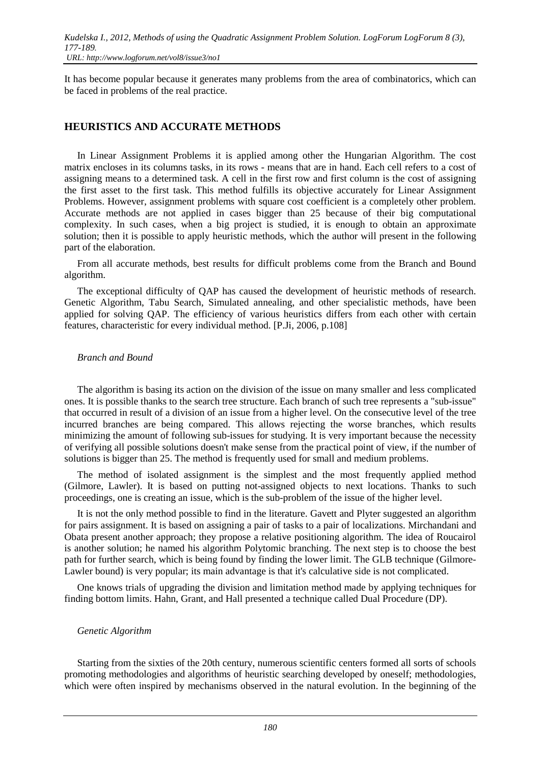It has become popular because it generates many problems from the area of combinatorics, which can be faced in problems of the real practice.

## HEURISTICS AND ACCURATE METHODS

In Linear Assignment Problems it is applied among other the Hungarian Algorithm. The cost matrix encloses in its columns tasks, in its rows - means that are in hand. Each cell refers to a cost of assigning means to a determined task. A cell in the first row and first column is the cost of assigning the first asset to the first task. This method fulfills its objective accurately for Linear Assignment Problems. However, assignment problems with square cost coefficient is a completely other problem. Accurate methods are not applied in cases bigger than 25 because of their big computational complexity. In such cases, when a big project is studied, it is enough to obtain an approximate solution; then it is possible to apply heuristic methods, which the author will present in the following part of the elaboration.

From all accurate methods, best results for difficult problems come from the Branch and Bound algorithm.

The exceptional difficulty of QAP has caused the development of heuristic methods of research. Genetic Algorithm, Tabu Search, Simulated annealing, and other specialistic methods, have been applied for solving QAP. The efficiency of various heuristics differs from each other with certain features, characteristic for every individual method. [P.Ji, 2006, p.108]

### *Branch and Bound*

The algorithm is basing its action on the division of the issue on many smaller and less complicated ones. It is possible thanks to the search tree structure. Each branch of such tree represents a "sub-issue" that occurred in result of a division of an issue from a higher level. On the consecutive level of the tree incurred branches are being compared. This allows rejecting the worse branches, which results minimizing the amount of following sub-issues for studying. It is very important because the necessity of verifying all possible solutions doesn't make sense from the practical point of view, if the number of solutions is bigger than 25. The method is frequently used for small and medium problems.

The method of isolated assignment is the simplest and the most frequently applied method (Gilmore, Lawler). It is based on putting not-assigned objects to next locations. Thanks to such proceedings, one is creating an issue, which is the sub-problem of the issue of the higher level.

It is not the only method possible to find in the literature. Gavett and Plyter suggested an algorithm for pairs assignment. It is based on assigning a pair of tasks to a pair of localizations. Mirchandani and Obata present another approach; they propose a relative positioning algorithm. The idea of Roucairol is another solution; he named his algorithm Polytomic branching. The next step is to choose the best path for further search, which is being found by finding the lower limit. The GLB technique (Gilmore-Lawler bound) is very popular; its main advantage is that it's calculative side is not complicated.

One knows trials of upgrading the division and limitation method made by applying techniques for finding bottom limits. Hahn, Grant, and Hall presented a technique called Dual Procedure (DP).

### *Genetic Algorithm*

Starting from the sixties of the 20th century, numerous scientific centers formed all sorts of schools promoting methodologies and algorithms of heuristic searching developed by oneself; methodologies, which were often inspired by mechanisms observed in the natural evolution. In the beginning of the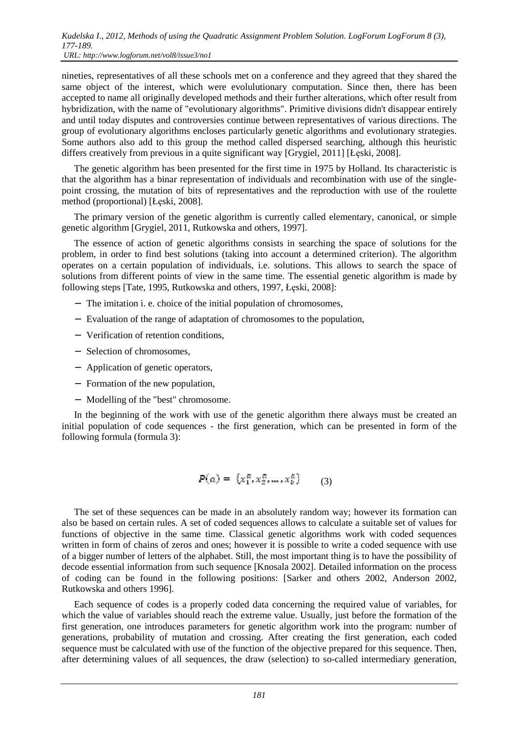nineties, representatives of all these schools met on a conference and they agreed that they shared the same object of the interest, which were evolulutionary computation. Since then, there has been accepted to name all originally developed methods and their further alterations, which ofter result from hybridization, with the name of "evolutionary algorithms". Primitive divisions didn't disappear entirely and until today disputes and controversies continue between representatives of various directions. The group of evolutionary algorithms encloses particularly genetic algorithms and evolutionary strategies. Some authors also add to this group the method called dispersed searching, although this heuristic differs creatively from previous in a quite significant way [Grygiel, 2011] [Łęski, 2008].

The genetic algorithm has been presented for the first time in 1975 by Holland. Its characteristic is that the algorithm has a binar representation of individuals and recombination with use of the single-point crossing, the mutation of bits of representatives and the reproduction with use of the roulette method (proportional) [Łęski, 2008].

The primary version of the genetic algorithm is currently called elementary, canonical, or simple genetic algorithm [Grygiel, 2011, Rutkowska and others, 1997].

The essence of action of genetic algorithms consists in searching the space of solutions for the problem, in order to find best solutions (taking into account a determined criterion). The algorithm operates on a certain population of individuals, i.e. solutions. This allows to search the space of solutions from different points of view in the same time. The essential genetic algorithm is made by following steps [Tate, 1995, Rutkowska and others, 1997, Łęski, 2008]:

- The imitation i. e. choice of the initial population of chromosomes,
- Evaluation of the range of adaptation of chromosomes to the population,
- Verification of retention conditions,
- Selection of chromosomes,
- Application of genetic operators,
- Formation of the new population,
- Modelling of the "best" chromosome.

In the beginning of the work with use of the genetic algorithm there always must be created an initial population of code sequences - the first generation, which can be presented in form of the following formula (formula 3):

$$P(a) = \{x_1^a, x_2^a, \dots, x_b^a\} \qquad (3)$$

The set of these sequences can be made in an absolutely random way; however its formation can also be based on certain rules. A set of coded sequences allows to calculate a suitable set of values for functions of objective in the same time. Classical genetic algorithms work with coded sequences written in form of chains of zeros and ones; however it is possible to write a coded sequence with use of a bigger number of letters of the alphabet. Still, the most important thing is to have the possibility of decode essential information from such sequence [Knosala 2002]. Detailed information on the process of coding can be found in the following positions: [Sarker and others 2002, Anderson 2002, Rutkowska and others 1996].

Each sequence of codes is a properly coded data concerning the required value of variables, for which the value of variables should reach the extreme value. Usually, just before the formation of the first generation, one introduces parameters for genetic algorithm work into the program: number of generations, probability of mutation and crossing. After creating the first generation, each coded sequence must be calculated with use of the function of the objective prepared for this sequence. Then, after determining values of all sequences, the draw (selection) to so-called intermediary generation,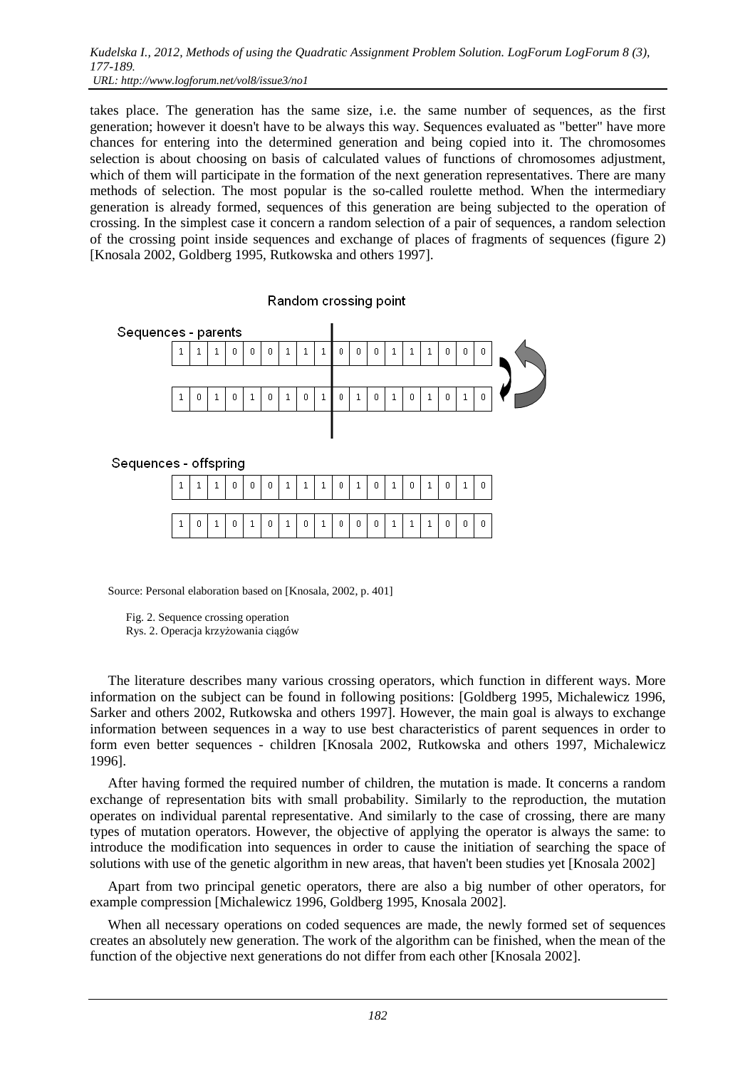takes place. The generation has the same size, i.e. the same number of sequences, as the first generation; however it doesn't have to be always this way. Sequences evaluated as "better" have more chances for entering into the determined generation and being copied into it. The chromosomes selection is about choosing on basis of calculated values of functions of chromosomes adjustment, which of them will participate in the formation of the next generation representatives. There are many methods of selection. The most popular is the so-called roulette method. When the intermediary generation is already formed, sequences of this generation are being subjected to the operation of crossing. In the simplest case it concern a random selection of a pair of sequences, a random selection of the crossing point inside sequences and exchange of places of fragments of sequences (figure 2) [Knosala 2002, Goldberg 1995, Rutkowska and others 1997].

Random crossing point

Sequences - parents

| 1 | 1 | 1 | 0 | 0 | 0 | 1 | 1 | 1 | 0 | 0 | 0 | 1 | 1 | 1 | 0 | 0 | 0 |
|---|---|---|---|---|---|---|---|---|---|---|---|---|---|---|---|---|---|
| 1 | 0 | 1 | 0 | 1 | 0 | 1 | 0 | 1 | 0 | 1 | 0 | 1 | 0 | 1 | 0 | 1 | 0 |

Sequences - offspring

| 1 | 1 | 1 | 0 | 0 | 0 | 1 | 1 | 1 | 0 | 1 | 0 | 1 | 0 | 1 | 0 | 1 | 0 |
|---|---|---|---|---|---|---|---|---|---|---|---|---|---|---|---|---|---|
| 1 | 0 | 1 | 0 | 1 | 0 | 1 | 0 | 1 | 0 | 0 | 0 | 1 | 1 | 1 | 0 | 0 | 0 |

Source: Personal elaboration based on [Knosala, 2002, p. 401]

Fig. 2. Sequence crossing operation
Rys. 2. Operacja krzyżowania ciągów

The literature describes many various crossing operators, which function in different ways. More information on the subject can be found in following positions: [Goldberg 1995, Michalewicz 1996, Sarker and others 2002, Rutkowska and others 1997]. However, the main goal is always to exchange information between sequences in a way to use best characteristics of parent sequences in order to form even better sequences - children [Knosala 2002, Rutkowska and others 1997, Michalewicz 1996].

After having formed the required number of children, the mutation is made. It concerns a random exchange of representation bits with small probability. Similarly to the reproduction, the mutation operates on individual parental representative. And similarly to the case of crossing, there are many types of mutation operators. However, the objective of applying the operator is always the same: to introduce the modification into sequences in order to cause the initiation of searching the space of solutions with use of the genetic algorithm in new areas, that haven't been studies yet [Knosala 2002]

Apart from two principal genetic operators, there are also a big number of other operators, for example compression [Michalewicz 1996, Goldberg 1995, Knosala 2002].

When all necessary operations on coded sequences are made, the newly formed set of sequences creates an absolutely new generation. The work of the algorithm can be finished, when the mean of the function of the objective next generations do not differ from each other [Knosala 2002].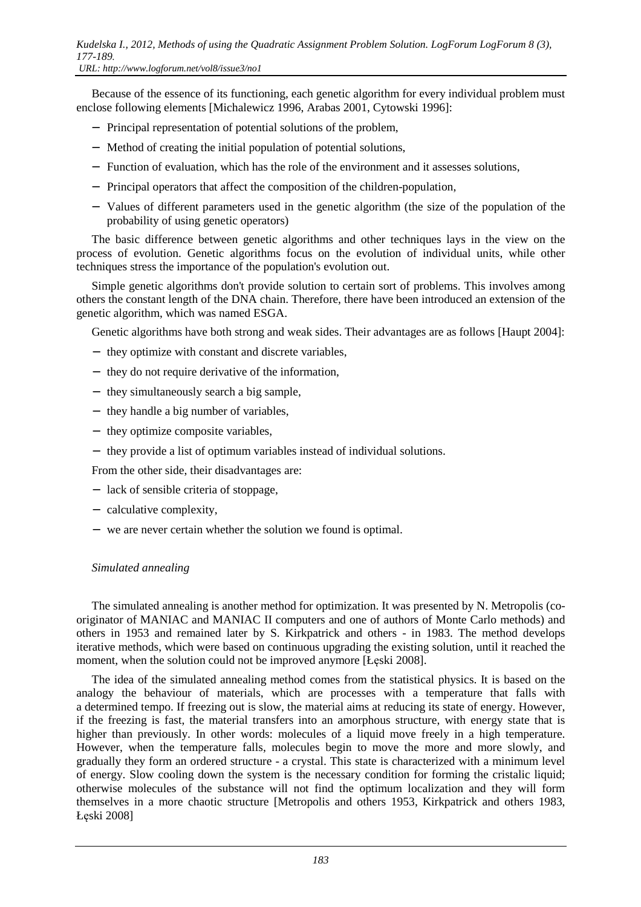Because of the essence of its functioning, each genetic algorithm for every individual problem must enclose following elements [Michalewicz 1996, Arabas 2001, Cytowski 1996]:

- Principal representation of potential solutions of the problem,
- Method of creating the initial population of potential solutions,
- Function of evaluation, which has the role of the environment and it assesses solutions,
- Principal operators that affect the composition of the children-population,
- Values of different parameters used in the genetic algorithm (the size of the population of the probability of using genetic operators)

The basic difference between genetic algorithms and other techniques lays in the view on the process of evolution. Genetic algorithms focus on the evolution of individual units, while other techniques stress the importance of the population's evolution out.

Simple genetic algorithms don't provide solution to certain sort of problems. This involves among others the constant length of the DNA chain. Therefore, there have been introduced an extension of the genetic algorithm, which was named ESGA.

Genetic algorithms have both strong and weak sides. Their advantages are as follows [Haupt 2004]:

- they optimize with constant and discrete variables,
- they do not require derivative of the information,
- they simultaneously search a big sample,
- they handle a big number of variables,
- they optimize composite variables,
- they provide a list of optimum variables instead of individual solutions.

From the other side, their disadvantages are:

- lack of sensible criteria of stoppage,
- calculative complexity,
- we are never certain whether the solution we found is optimal.

*Simulated annealing*

The simulated annealing is another method for optimization. It was presented by N. Metropolis (co-originator of MANIAC and MANIAC II computers and one of authors of Monte Carlo methods) and others in 1953 and remained later by S. Kirkpatrick and others - in 1983. The method develops iterative methods, which were based on continuous upgrading the existing solution, until it reached the moment, when the solution could not be improved anymore [Łęski 2008].

The idea of the simulated annealing method comes from the statistical physics. It is based on the analogy the behaviour of materials, which are processes with a temperature that falls with a determined tempo. If freezing out is slow, the material aims at reducing its state of energy. However, if the freezing is fast, the material transfers into an amorphous structure, with energy state that is higher than previously. In other words: molecules of a liquid move freely in a high temperature. However, when the temperature falls, molecules begin to move the more and more slowly, and gradually they form an ordered structure - a crystal. This state is characterized with a minimum level of energy. Slow cooling down the system is the necessary condition for forming the cristalic liquid; otherwise molecules of the substance will not find the optimum localization and they will form themselves in a more chaotic structure [Metropolis and others 1953, Kirkpatrick and others 1983, Łęski 2008]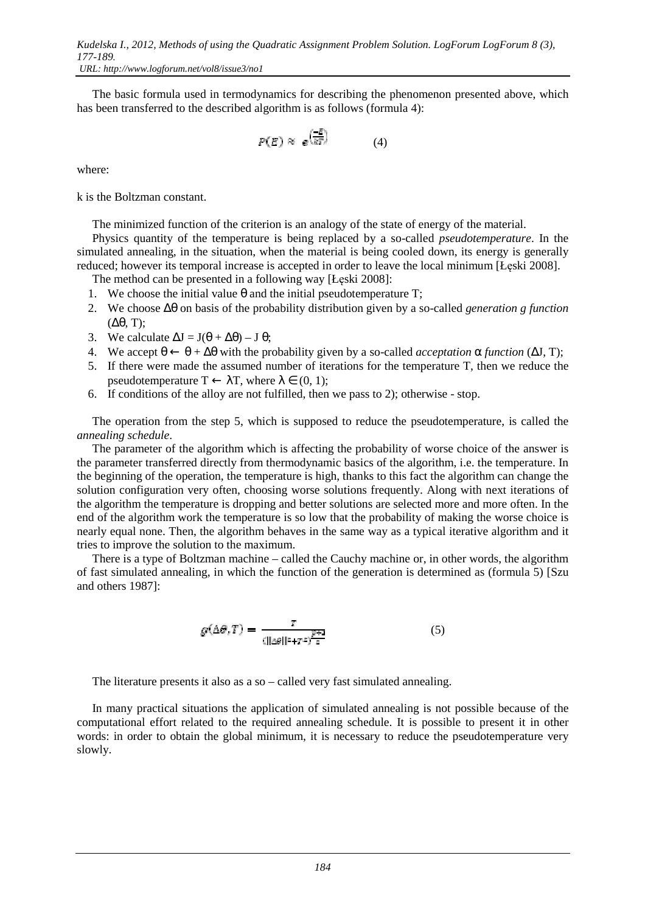The basic formula used in termodynamics for describing the phenomenon presented above, which has been transferred to the described algorithm is as follows (formula 4):

$$P(E) \approx e^{\left(\frac{-E}{kT}\right)} \qquad (4)$$

where:

k is the Boltzman constant.

The minimized function of the criterion is an analogy of the state of energy of the material.

Physics quantity of the temperature is being replaced by a so-called *pseudotemperature*. In the simulated annealing, in the situation, when the material is being cooled down, its energy is generally reduced; however its temporal increase is accepted in order to leave the local minimum [Łęski 2008].

The method can be presented in a following way [Łęski 2008]:

1. We choose the initial value $\theta$ and the initial pseudotemperature T;
2. We choose $\Delta\theta$ on basis of the probability distribution given by a so-called *generation g function* $(\Delta\theta, T)$;
3. We calculate $\Delta J = J(\theta + \Delta\theta) - J\,\theta$;
4. We accept $\theta \leftarrow \theta + \Delta\theta$ with the probability given by a so-called *acceptation* $\alpha$ *function* $(\Delta J, T)$;
5. If there were made the assumed number of iterations for the temperature T, then we reduce the pseudotemperature $T \leftarrow \lambda T$, where $\lambda \in (0, 1)$;
6. If conditions of the alloy are not fulfilled, then we pass to 2); otherwise - stop.

The operation from the step 5, which is supposed to reduce the pseudotemperature, is called the *annealing schedule*.

The parameter of the algorithm which is affecting the probability of worse choice of the answer is the parameter transferred directly from thermodynamic basics of the algorithm, i.e. the temperature. In the beginning of the operation, the temperature is high, thanks to this fact the algorithm can change the solution configuration very often, choosing worse solutions frequently. Along with next iterations of the algorithm the temperature is dropping and better solutions are selected more and more often. In the end of the algorithm work the temperature is so low that the probability of making the worse choice is nearly equal none. Then, the algorithm behaves in the same way as a typical iterative algorithm and it tries to improve the solution to the maximum.

There is a type of Boltzman machine – called the Cauchy machine or, in other words, the algorithm of fast simulated annealing, in which the function of the generation is determined as (formula 5) [Szu and others 1987]:

$$g(\Delta\theta, T) = \frac{T}{\left(\|\Delta\theta\|^2 + T^2\right)^{\frac{p+1}{2}}} \qquad (5)$$

The literature presents it also as a so – called very fast simulated annealing.

In many practical situations the application of simulated annealing is not possible because of the computational effort related to the required annealing schedule. It is possible to present it in other words: in order to obtain the global minimum, it is necessary to reduce the pseudotemperature very slowly.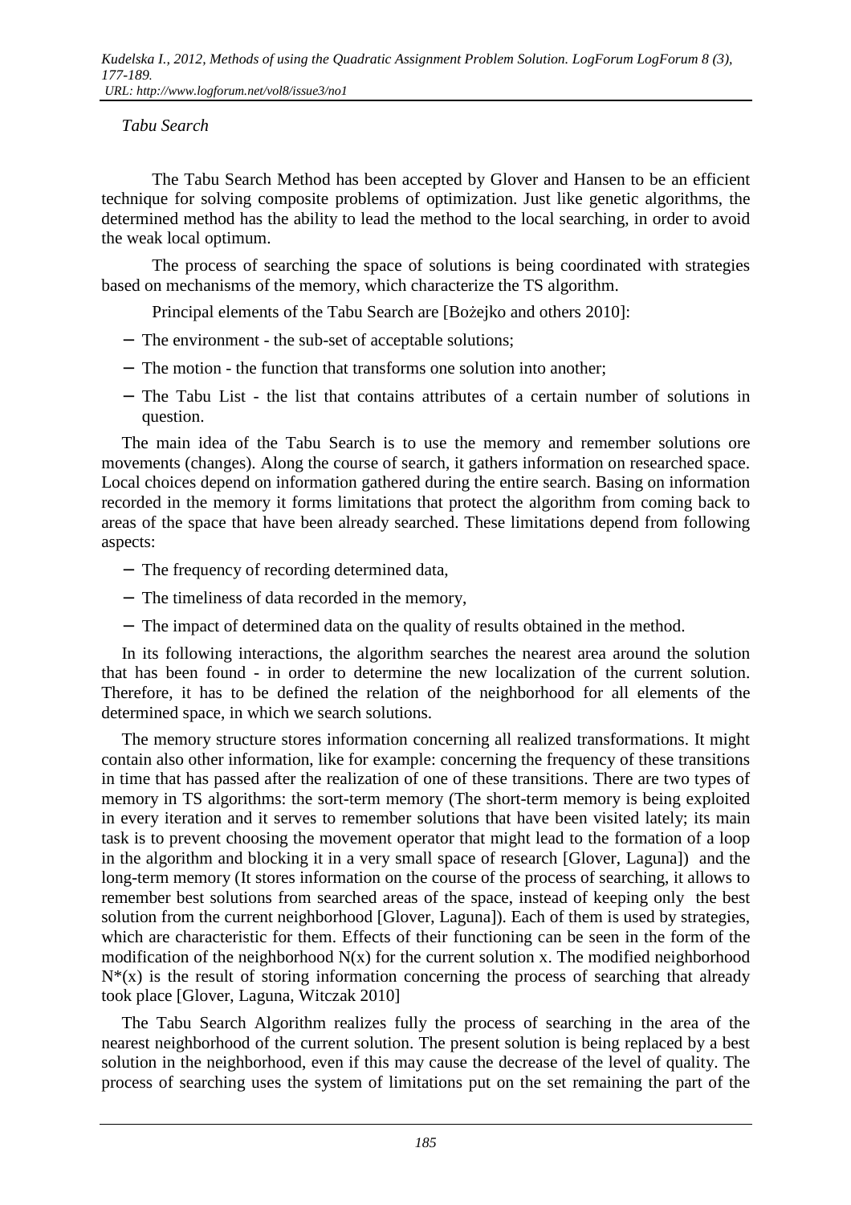*Tabu Search*

The Tabu Search Method has been accepted by Glover and Hansen to be an efficient technique for solving composite problems of optimization. Just like genetic algorithms, the determined method has the ability to lead the method to the local searching, in order to avoid the weak local optimum.

The process of searching the space of solutions is being coordinated with strategies based on mechanisms of the memory, which characterize the TS algorithm.

Principal elements of the Tabu Search are [Bożejko and others 2010]:

- The environment - the sub-set of acceptable solutions;
- The motion - the function that transforms one solution into another;
- The Tabu List - the list that contains attributes of a certain number of solutions in question.

The main idea of the Tabu Search is to use the memory and remember solutions ore movements (changes). Along the course of search, it gathers information on researched space. Local choices depend on information gathered during the entire search. Basing on information recorded in the memory it forms limitations that protect the algorithm from coming back to areas of the space that have been already searched. These limitations depend from following aspects:

- The frequency of recording determined data,
- The timeliness of data recorded in the memory,
- The impact of determined data on the quality of results obtained in the method.

In its following interactions, the algorithm searches the nearest area around the solution that has been found - in order to determine the new localization of the current solution. Therefore, it has to be defined the relation of the neighborhood for all elements of the determined space, in which we search solutions.

The memory structure stores information concerning all realized transformations. It might contain also other information, like for example: concerning the frequency of these transitions in time that has passed after the realization of one of these transitions. There are two types of memory in TS algorithms: the sort-term memory (The short-term memory is being exploited in every iteration and it serves to remember solutions that have been visited lately; its main task is to prevent choosing the movement operator that might lead to the formation of a loop in the algorithm and blocking it in a very small space of research [Glover, Laguna]) and the long-term memory (It stores information on the course of the process of searching, it allows to remember best solutions from searched areas of the space, instead of keeping only the best solution from the current neighborhood [Glover, Laguna]). Each of them is used by strategies, which are characteristic for them. Effects of their functioning can be seen in the form of the modification of the neighborhood $N(x)$ for the current solution x. The modified neighborhood $N^*(x)$ is the result of storing information concerning the process of searching that already took place [Glover, Laguna, Witczak 2010]

The Tabu Search Algorithm realizes fully the process of searching in the area of the nearest neighborhood of the current solution. The present solution is being replaced by a best solution in the neighborhood, even if this may cause the decrease of the level of quality. The process of searching uses the system of limitations put on the set remaining the part of the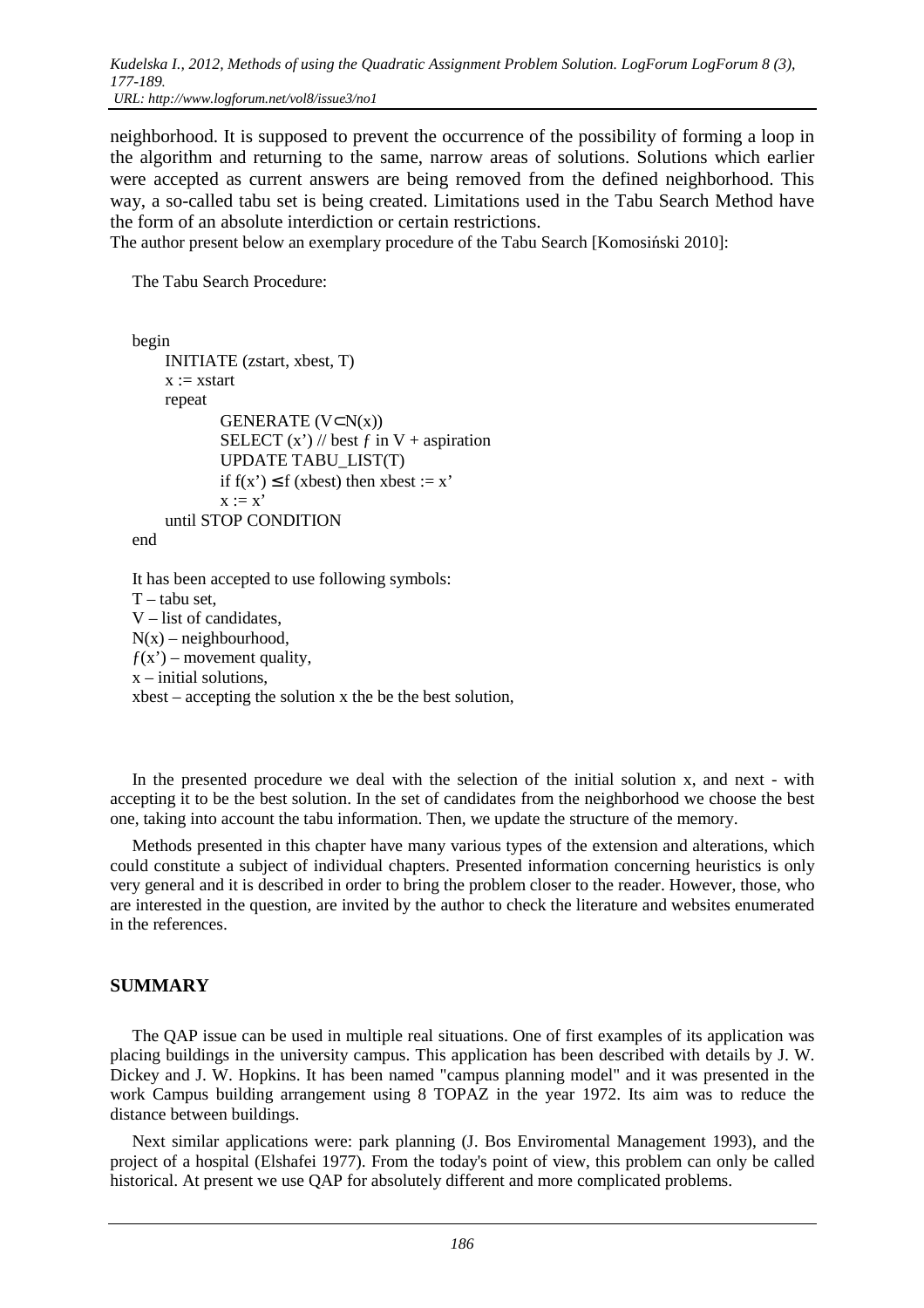neighborhood. It is supposed to prevent the occurrence of the possibility of forming a loop in the algorithm and returning to the same, narrow areas of solutions. Solutions which earlier were accepted as current answers are being removed from the defined neighborhood. This way, a so-called tabu set is being created. Limitations used in the Tabu Search Method have the form of an absolute interdiction or certain restrictions.

The author present below an exemplary procedure of the Tabu Search [Komosiński 2010]:

The Tabu Search Procedure:

```
begin
    INITIATE (zstart, xbest, T)
    x := xstart
    repeat
        GENERATE (V⊂N(x))
        SELECT (x') // best ƒ in V + aspiration
        UPDATE TABU_LIST(T)
        if f(x') ≤ f (xbest) then xbest := x'
        x := x'
    until STOP CONDITION
end
```

It has been accepted to use following symbols:

T – tabu set,
V – list of candidates,
N(x) – neighbourhood,
$f(x')$ – movement quality,
x – initial solutions,
xbest – accepting the solution x the be the best solution,

In the presented procedure we deal with the selection of the initial solution x, and next - with accepting it to be the best solution. In the set of candidates from the neighborhood we choose the best one, taking into account the tabu information. Then, we update the structure of the memory.

Methods presented in this chapter have many various types of the extension and alterations, which could constitute a subject of individual chapters. Presented information concerning heuristics is only very general and it is described in order to bring the problem closer to the reader. However, those, who are interested in the question, are invited by the author to check the literature and websites enumerated in the references.

## SUMMARY

The QAP issue can be used in multiple real situations. One of first examples of its application was placing buildings in the university campus. This application has been described with details by J. W. Dickey and J. W. Hopkins. It has been named "campus planning model" and it was presented in the work Campus building arrangement using 8 TOPAZ in the year 1972. Its aim was to reduce the distance between buildings.

Next similar applications were: park planning (J. Bos Enviromental Management 1993), and the project of a hospital (Elshafei 1977). From the today's point of view, this problem can only be called historical. At present we use QAP for absolutely different and more complicated problems.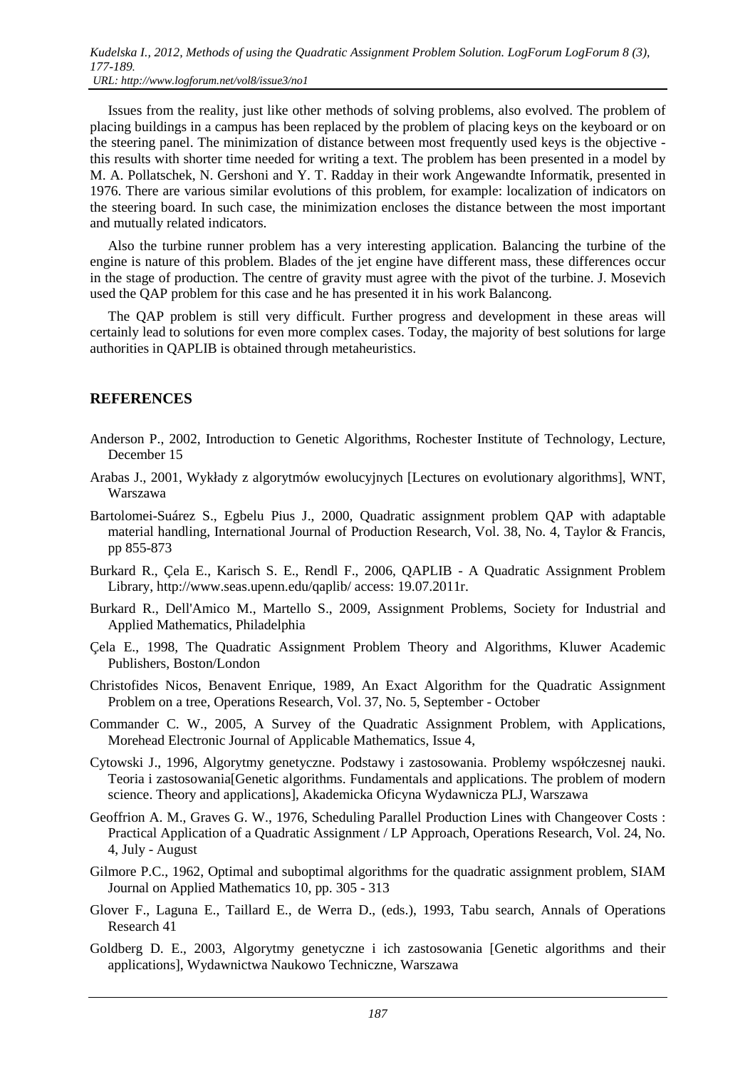Issues from the reality, just like other methods of solving problems, also evolved. The problem of placing buildings in a campus has been replaced by the problem of placing keys on the keyboard or on the steering panel. The minimization of distance between most frequently used keys is the objective - this results with shorter time needed for writing a text. The problem has been presented in a model by M. A. Pollatschek, N. Gershoni and Y. T. Radday in their work Angewandte Informatik, presented in 1976. There are various similar evolutions of this problem, for example: localization of indicators on the steering board. In such case, the minimization encloses the distance between the most important and mutually related indicators.

Also the turbine runner problem has a very interesting application. Balancing the turbine of the engine is nature of this problem. Blades of the jet engine have different mass, these differences occur in the stage of production. The centre of gravity must agree with the pivot of the turbine. J. Mosevich used the QAP problem for this case and he has presented it in his work Balancong.

The QAP problem is still very difficult. Further progress and development in these areas will certainly lead to solutions for even more complex cases. Today, the majority of best solutions for large authorities in QAPLIB is obtained through metaheuristics.

## REFERENCES

Anderson P., 2002, Introduction to Genetic Algorithms, Rochester Institute of Technology, Lecture, December 15

Arabas J., 2001, Wykłady z algorytmów ewolucyjnych [Lectures on evolutionary algorithms], WNT, Warszawa

Bartolomei-Suárez S., Egbelu Pius J., 2000, Quadratic assignment problem QAP with adaptable material handling, International Journal of Production Research, Vol. 38, No. 4, Taylor & Francis, pp 855-873

Burkard R., Çela E., Karisch S. E., Rendl F., 2006, QAPLIB - A Quadratic Assignment Problem Library, http://www.seas.upenn.edu/qaplib/ access: 19.07.2011r.

Burkard R., Dell'Amico M., Martello S., 2009, Assignment Problems, Society for Industrial and Applied Mathematics, Philadelphia

Çela E., 1998, The Quadratic Assignment Problem Theory and Algorithms, Kluwer Academic Publishers, Boston/London

Christofides Nicos, Benavent Enrique, 1989, An Exact Algorithm for the Quadratic Assignment Problem on a tree, Operations Research, Vol. 37, No. 5, September - October

Commander C. W., 2005, A Survey of the Quadratic Assignment Problem, with Applications, Morehead Electronic Journal of Applicable Mathematics, Issue 4,

Cytowski J., 1996, Algorytmy genetyczne. Podstawy i zastosowania. Problemy współczesnej nauki. Teoria i zastosowania[Genetic algorithms. Fundamentals and applications. The problem of modern science. Theory and applications], Akademicka Oficyna Wydawnicza PLJ, Warszawa

Geoffrion A. M., Graves G. W., 1976, Scheduling Parallel Production Lines with Changeover Costs : Practical Application of a Quadratic Assignment / LP Approach, Operations Research, Vol. 24, No. 4, July - August

Gilmore P.C., 1962, Optimal and suboptimal algorithms for the quadratic assignment problem, SIAM Journal on Applied Mathematics 10, pp. 305 - 313

Glover F., Laguna E., Taillard E., de Werra D., (eds.), 1993, Tabu search, Annals of Operations Research 41

Goldberg D. E., 2003, Algorytmy genetyczne i ich zastosowania [Genetic algorithms and their applications], Wydawnictwa Naukowo Techniczne, Warszawa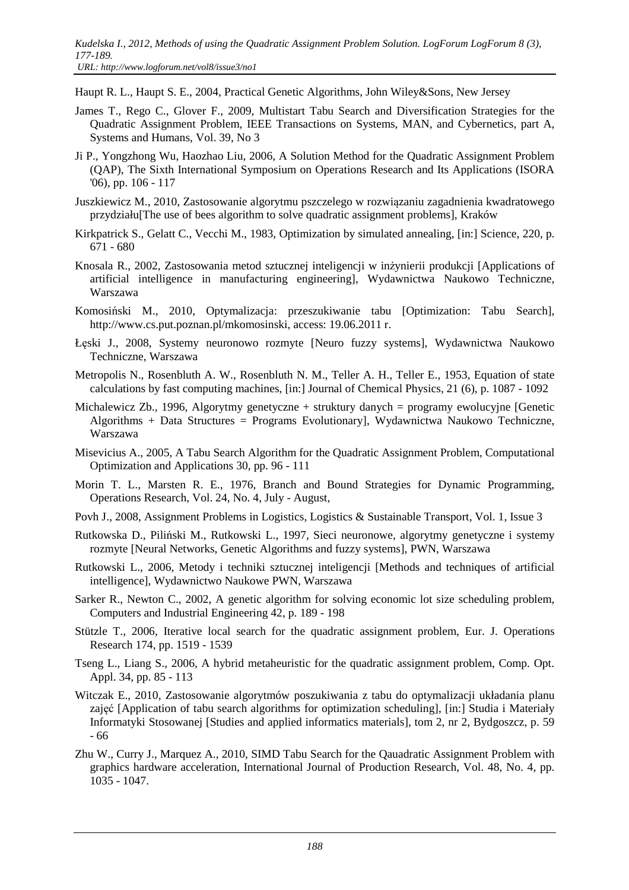Haupt R. L., Haupt S. E., 2004, Practical Genetic Algorithms, John Wiley&Sons, New Jersey

James T., Rego C., Glover F., 2009, Multistart Tabu Search and Diversification Strategies for the Quadratic Assignment Problem, IEEE Transactions on Systems, MAN, and Cybernetics, part A, Systems and Humans, Vol. 39, No 3

Ji P., Yongzhong Wu, Haozhao Liu, 2006, A Solution Method for the Quadratic Assignment Problem (QAP), The Sixth International Symposium on Operations Research and Its Applications (ISORA '06), pp. 106 - 117

Juszkiewicz M., 2010, Zastosowanie algorytmu pszczelego w rozwiązaniu zagadnienia kwadratowego przydziału[The use of bees algorithm to solve quadratic assignment problems], Kraków

Kirkpatrick S., Gelatt C., Vecchi M., 1983, Optimization by simulated annealing, [in:] Science, 220, p. 671 - 680

Knosala R., 2002, Zastosowania metod sztucznej inteligencji w inżynierii produkcji [Applications of artificial intelligence in manufacturing engineering], Wydawnictwa Naukowo Techniczne, Warszawa

Komosiński M., 2010, Optymalizacja: przeszukiwanie tabu [Optimization: Tabu Search], http://www.cs.put.poznan.pl/mkomosinski, access: 19.06.2011 r.

Łęski J., 2008, Systemy neuronowo rozmyte [Neuro fuzzy systems], Wydawnictwa Naukowo Techniczne, Warszawa

Metropolis N., Rosenbluth A. W., Rosenbluth N. M., Teller A. H., Teller E., 1953, Equation of state calculations by fast computing machines, [in:] Journal of Chemical Physics, 21 (6), p. 1087 - 1092

Michalewicz Zb., 1996, Algorytmy genetyczne + struktury danych = programy ewolucyjne [Genetic Algorithms + Data Structures = Programs Evolutionary], Wydawnictwa Naukowo Techniczne, Warszawa

Misevicius A., 2005, A Tabu Search Algorithm for the Quadratic Assignment Problem, Computational Optimization and Applications 30, pp. 96 - 111

Morin T. L., Marsten R. E., 1976, Branch and Bound Strategies for Dynamic Programming, Operations Research, Vol. 24, No. 4, July - August,

Povh J., 2008, Assignment Problems in Logistics, Logistics & Sustainable Transport, Vol. 1, Issue 3

Rutkowska D., Piliński M., Rutkowski L., 1997, Sieci neuronowe, algorytmy genetyczne i systemy rozmyte [Neural Networks, Genetic Algorithms and fuzzy systems], PWN, Warszawa

Rutkowski L., 2006, Metody i techniki sztucznej inteligencji [Methods and techniques of artificial intelligence], Wydawnictwo Naukowe PWN, Warszawa

Sarker R., Newton C., 2002, A genetic algorithm for solving economic lot size scheduling problem, Computers and Industrial Engineering 42, p. 189 - 198

Stützle T., 2006, Iterative local search for the quadratic assignment problem, Eur. J. Operations Research 174, pp. 1519 - 1539

Tseng L., Liang S., 2006, A hybrid metaheuristic for the quadratic assignment problem, Comp. Opt. Appl. 34, pp. 85 - 113

Witczak E., 2010, Zastosowanie algorytmów poszukiwania z tabu do optymalizacji układania planu zajęć [Application of tabu search algorithms for optimization scheduling], [in:] Studia i Materiały Informatyki Stosowanej [Studies and applied informatics materials], tom 2, nr 2, Bydgoszcz, p. 59 - 66

Zhu W., Curry J., Marquez A., 2010, SIMD Tabu Search for the Qauadratic Assignment Problem with graphics hardware acceleration, International Journal of Production Research, Vol. 48, No. 4, pp. 1035 - 1047.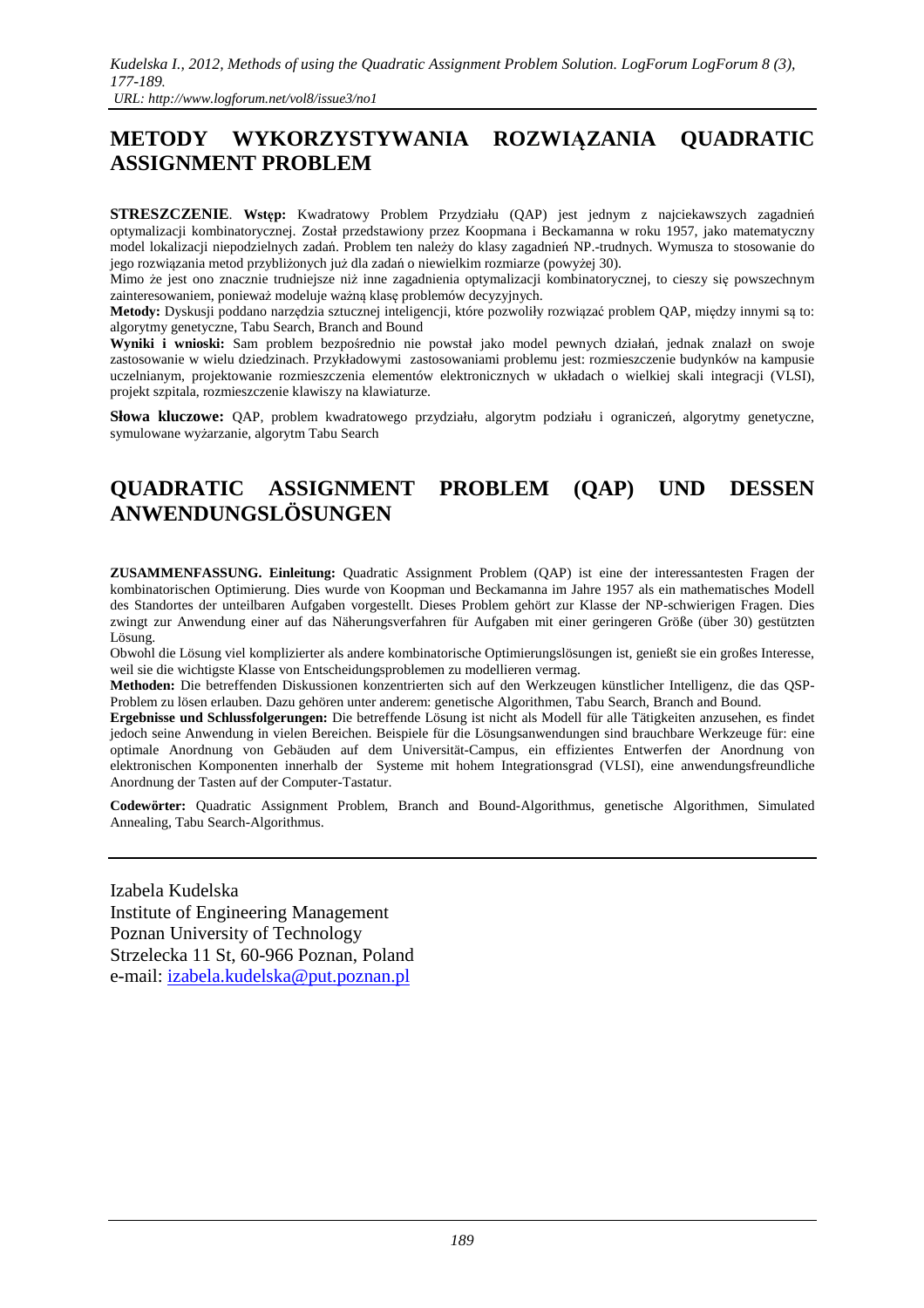# METODY WYKORZYSTYWANIA ROZWIĄZANIA QUADRATIC ASSIGNMENT PROBLEM

**STRESZCZENIE**. **Wstęp:** Kwadratowy Problem Przydziału (QAP) jest jednym z najciekawszych zagadnień optymalizacji kombinatorycznej. Został przedstawiony przez Koopmana i Beckamanna w roku 1957, jako matematyczny model lokalizacji niepodzielnych zadań. Problem ten należy do klasy zagadnień NP.-trudnych. Wymusza to stosowanie do jego rozwiązania metod przybliżonych już dla zadań o niewielkim rozmiarze (powyżej 30).

Mimo że jest ono znacznie trudniejsze niż inne zagadnienia optymalizacji kombinatorycznej, to cieszy się powszechnym zainteresowaniem, ponieważ modeluje ważną klasę problemów decyzyjnych.

**Metody:** Dyskusji poddano narzędzia sztucznej inteligencji, które pozwoliły rozwiązać problem QAP, między innymi są to: algorytmy genetyczne, Tabu Search, Branch and Bound

**Wyniki i wnioski:** Sam problem bezpośrednio nie powstał jako model pewnych działań, jednak znalazł on swoje zastosowanie w wielu dziedzinach. Przykładowymi zastosowaniami problemu jest: rozmieszczenie budynków na kampusie uczelnianym, projektowanie rozmieszczenia elementów elektronicznych w układach o wielkiej skali integracji (VLSI), projekt szpitala, rozmieszczenie klawiszy na klawiaturze.

**Słowa kluczowe:** QAP, problem kwadratowego przydziału, algorytm podziału i ograniczeń, algorytmy genetyczne, symulowane wyżarzanie, algorytm Tabu Search

# QUADRATIC ASSIGNMENT PROBLEM (QAP) UND DESSEN ANWENDUNGSLÖSUNGEN

**ZUSAMMENFASSUNG. Einleitung:** Quadratic Assignment Problem (QAP) ist eine der interessantesten Fragen der kombinatorischen Optimierung. Dies wurde von Koopman und Beckamanna im Jahre 1957 als ein mathematisches Modell des Standortes der unteilbaren Aufgaben vorgestellt. Dieses Problem gehört zur Klasse der NP-schwierigen Fragen. Dies zwingt zur Anwendung einer auf das Näherungsverfahren für Aufgaben mit einer geringeren Größe (über 30) gestützten Lösung.

Obwohl die Lösung viel komplizierter als andere kombinatorische Optimierungslösungen ist, genießt sie ein großes Interesse, weil sie die wichtigste Klasse von Entscheidungsproblemen zu modellieren vermag.

**Methoden:** Die betreffenden Diskussionen konzentrierten sich auf den Werkzeugen künstlicher Intelligenz, die das QSP-Problem zu lösen erlauben. Dazu gehören unter anderem: genetische Algorithmen, Tabu Search, Branch and Bound.

**Ergebnisse und Schlussfolgerungen:** Die betreffende Lösung ist nicht als Modell für alle Tätigkeiten anzusehen, es findet jedoch seine Anwendung in vielen Bereichen. Beispiele für die Lösungsanwendungen sind brauchbare Werkzeuge für: eine optimale Anordnung von Gebäuden auf dem Universität-Campus, ein effizientes Entwerfen der Anordnung von elektronischen Komponenten innerhalb der Systeme mit hohem Integrationsgrad (VLSI), eine anwendungsfreundliche Anordnung der Tasten auf der Computer-Tastatur.

**Codewörter:** Quadratic Assignment Problem, Branch and Bound-Algorithmus, genetische Algorithmen, Simulated Annealing, Tabu Search-Algorithmus.

---

Izabela Kudelska
Institute of Engineering Management
Poznan University of Technology
Strzelecka 11 St, 60-966 Poznan, Poland
e-mail: izabela.kudelska@put.poznan.pl